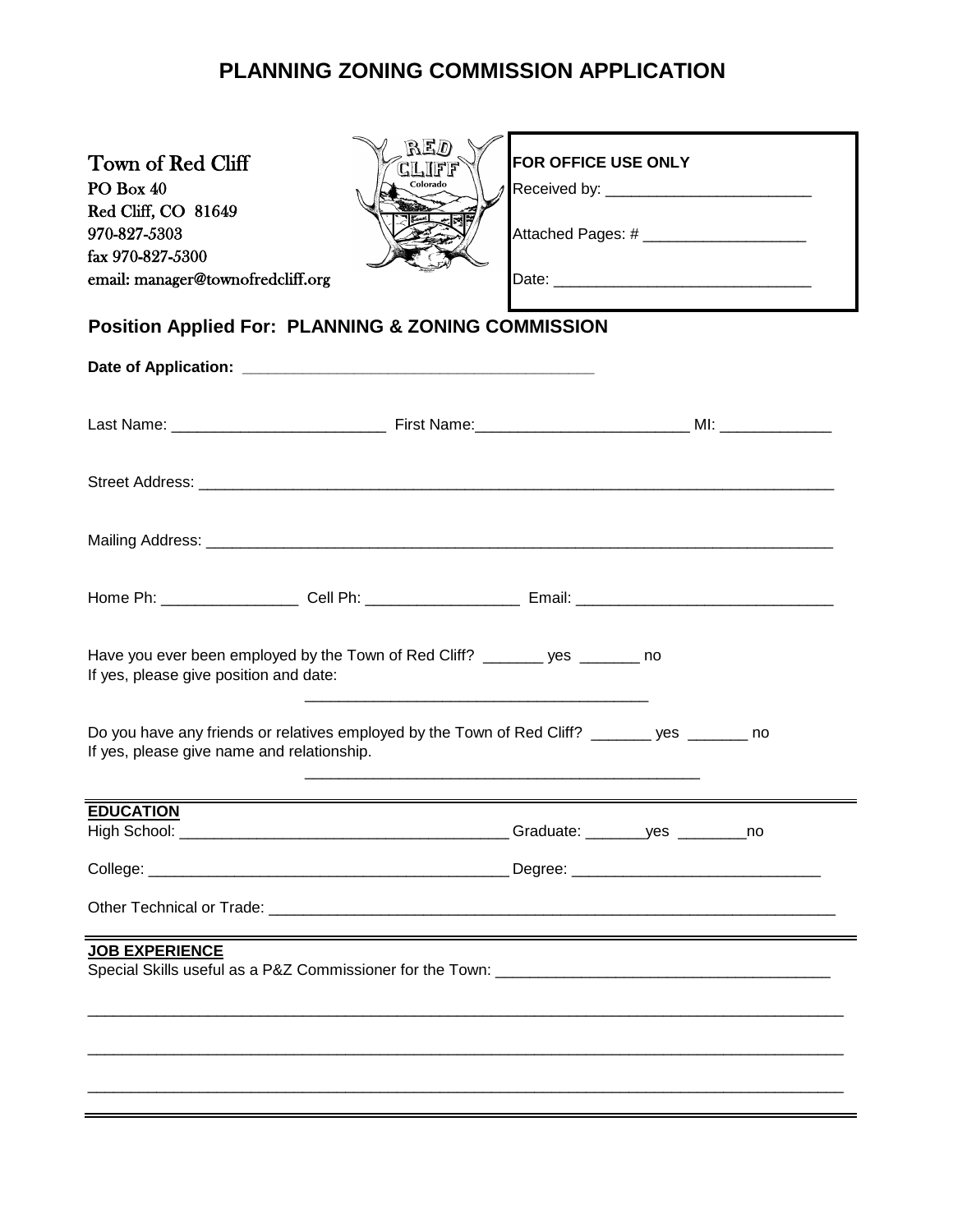# PLANNING ZONING COMMISSION APPLICATION

Town of Red Cliff
PO Box 40
Red Cliff, CO 81649
970-827-5303
fax 970-827-5300
email: manager@townofredcliff.org

**FOR OFFICE USE ONLY**

Received by: ________________________

Attached Pages: # ___________________

Date: ______________________________

## Position Applied For: PLANNING & ZONING COMMISSION

**Date of Application:** ________________________________________

Last Name: ________________________ First Name:________________________ MI: ____________

Street Address: ___________________________________________________________________________

Mailing Address: __________________________________________________________________________

Home Ph: ________________ Cell Ph: _________________ Email: ______________________________

Have you ever been employed by the Town of Red Cliff? _______ yes _______ no
If yes, please give position and date:

________________________________________

Do you have any friends or relatives employed by the Town of Red Cliff? _______ yes _______ no
If yes, please give name and relationship.

______________________________________________

**EDUCATION**

High School: ______________________________________ Graduate: _______yes ________no

College: __________________________________________ Degree: ____________________________

Other Technical or Trade: __________________________________________________________________

**JOB EXPERIENCE**

Special Skills useful as a P&Z Commissioner for the Town: _______________________________________

_________________________________________________________________________________________

_________________________________________________________________________________________

_________________________________________________________________________________________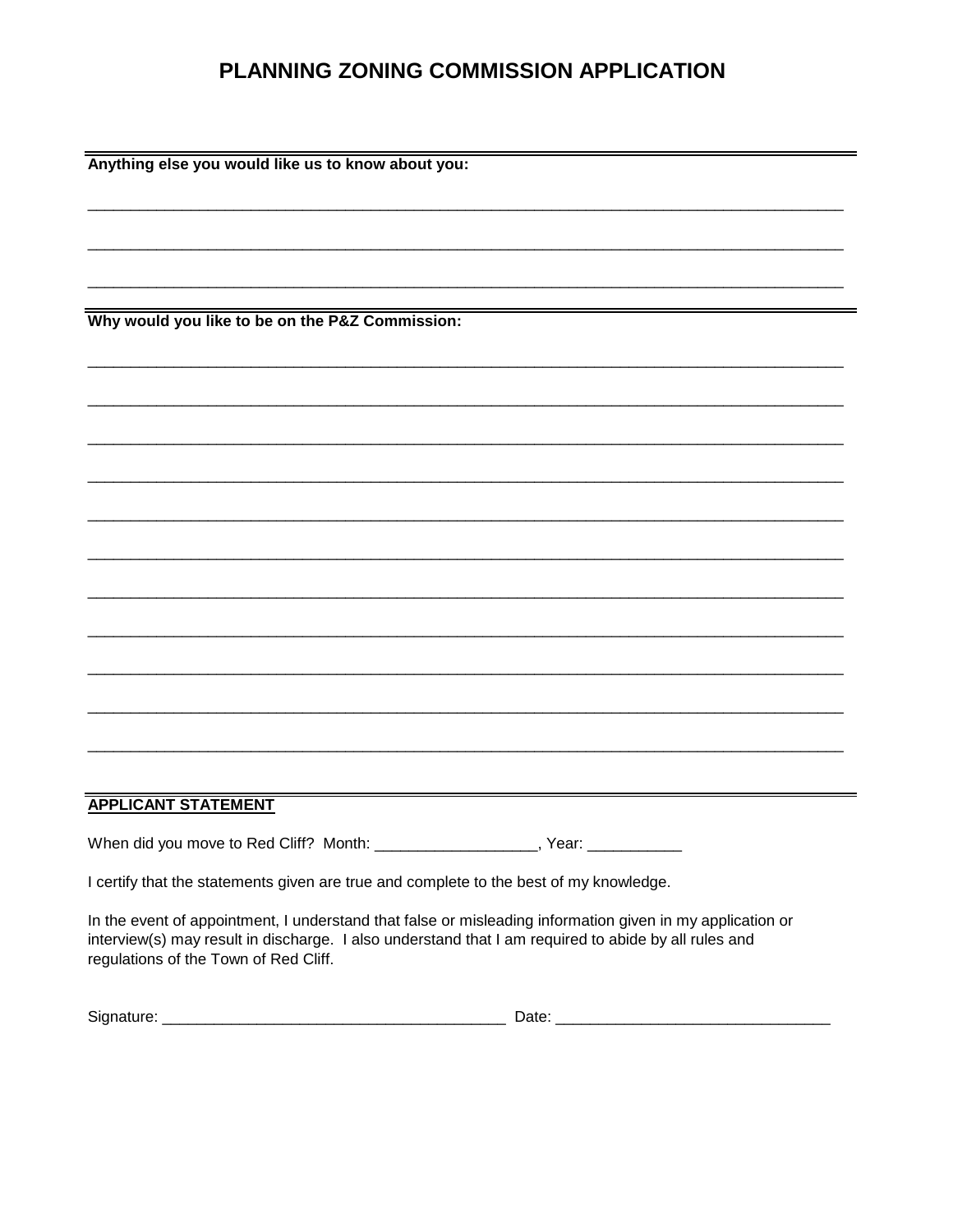# PLANNING ZONING COMMISSION APPLICATION

**Anything else you would like us to know about you:**

_______________________________________________________________________________

_______________________________________________________________________________

_______________________________________________________________________________

**Why would you like to be on the P&Z Commission:**

_______________________________________________________________________________

_______________________________________________________________________________

_______________________________________________________________________________

_______________________________________________________________________________

_______________________________________________________________________________

_______________________________________________________________________________

_______________________________________________________________________________

_______________________________________________________________________________

_______________________________________________________________________________

_______________________________________________________________________________

_______________________________________________________________________________

**APPLICANT STATEMENT**

When did you move to Red Cliff? Month: ___________________, Year: ___________

I certify that the statements given are true and complete to the best of my knowledge.

In the event of appointment, I understand that false or misleading information given in my application or interview(s) may result in discharge. I also understand that I am required to abide by all rules and regulations of the Town of Red Cliff.

Signature: ________________________________________ Date: ________________________________